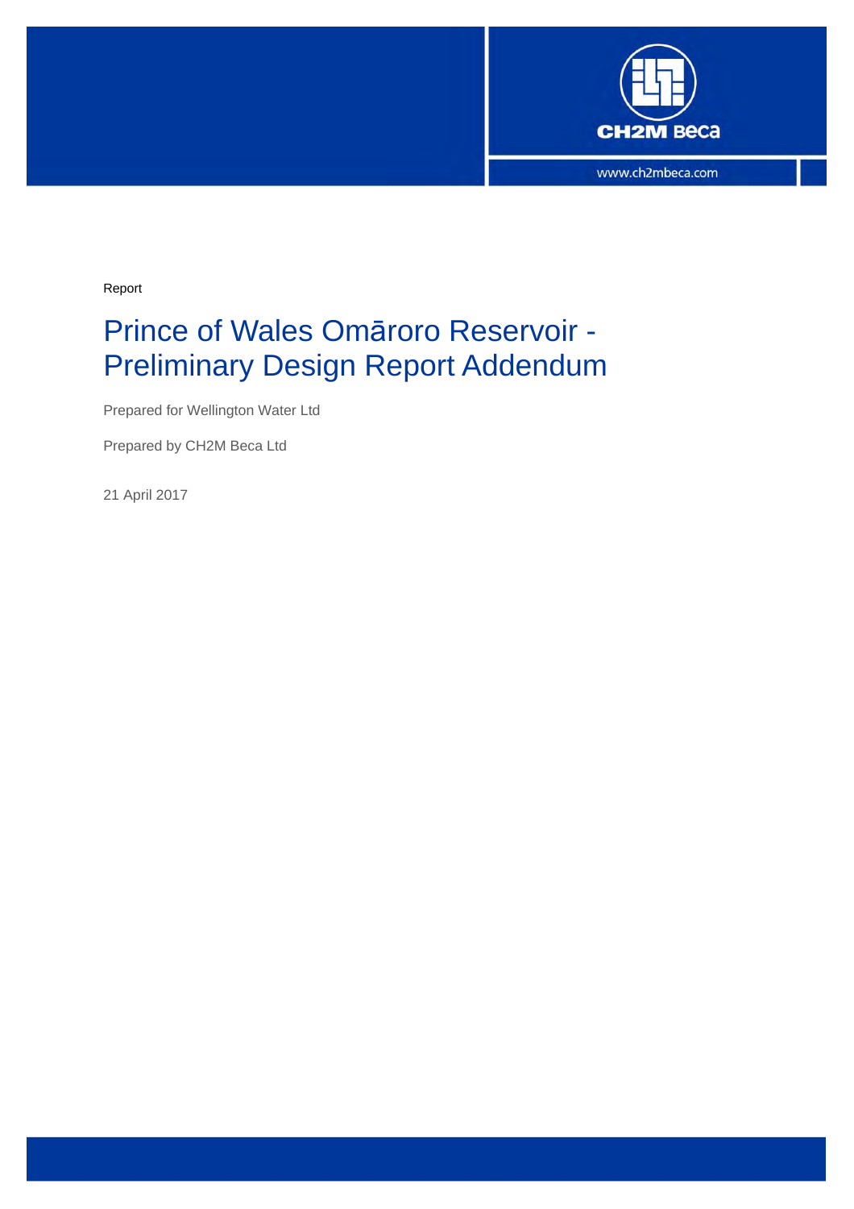CH2M Beca

www.ch2mbeca.com

Report

# Prince of Wales Omāroro Reservoir - Preliminary Design Report Addendum

Prepared for Wellington Water Ltd

Prepared by CH2M Beca Ltd

21 April 2017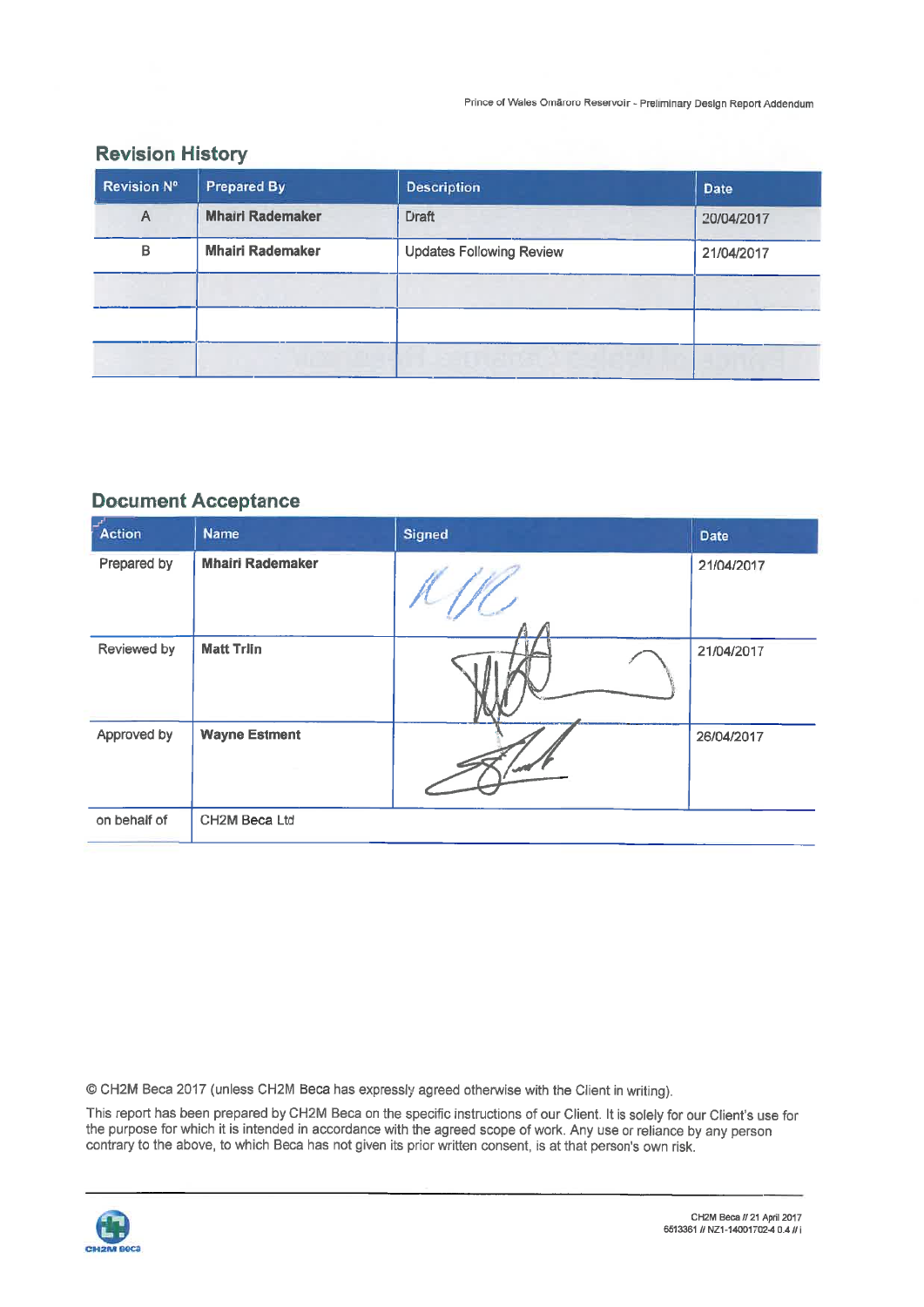## Revision History

| Revision Nº | Prepared By | Description | Date |
|---|---|---|---|
| A | **Mhairi Rademaker** | Draft | 20/04/2017 |
| B | **Mhairi Rademaker** | Updates Following Review | 21/04/2017 |
| | | | |
| | | | |
| | | | |

## Document Acceptance

| Action | Name | Signed | Date |
|---|---|---|---|
| Prepared by | **Mhairi Rademaker** | | 21/04/2017 |
| Reviewed by | **Matt Trlin** | | 21/04/2017 |
| Approved by | **Wayne Estment** | | 26/04/2017 |
| on behalf of | CH2M Beca Ltd | | |

© CH2M Beca 2017 (unless CH2M Beca has expressly agreed otherwise with the Client in writing).

This report has been prepared by CH2M Beca on the specific instructions of our Client. It is solely for our Client's use for the purpose for which it is intended in accordance with the agreed scope of work. Any use or reliance by any person contrary to the above, to which Beca has not given its prior written consent, is at that person's own risk.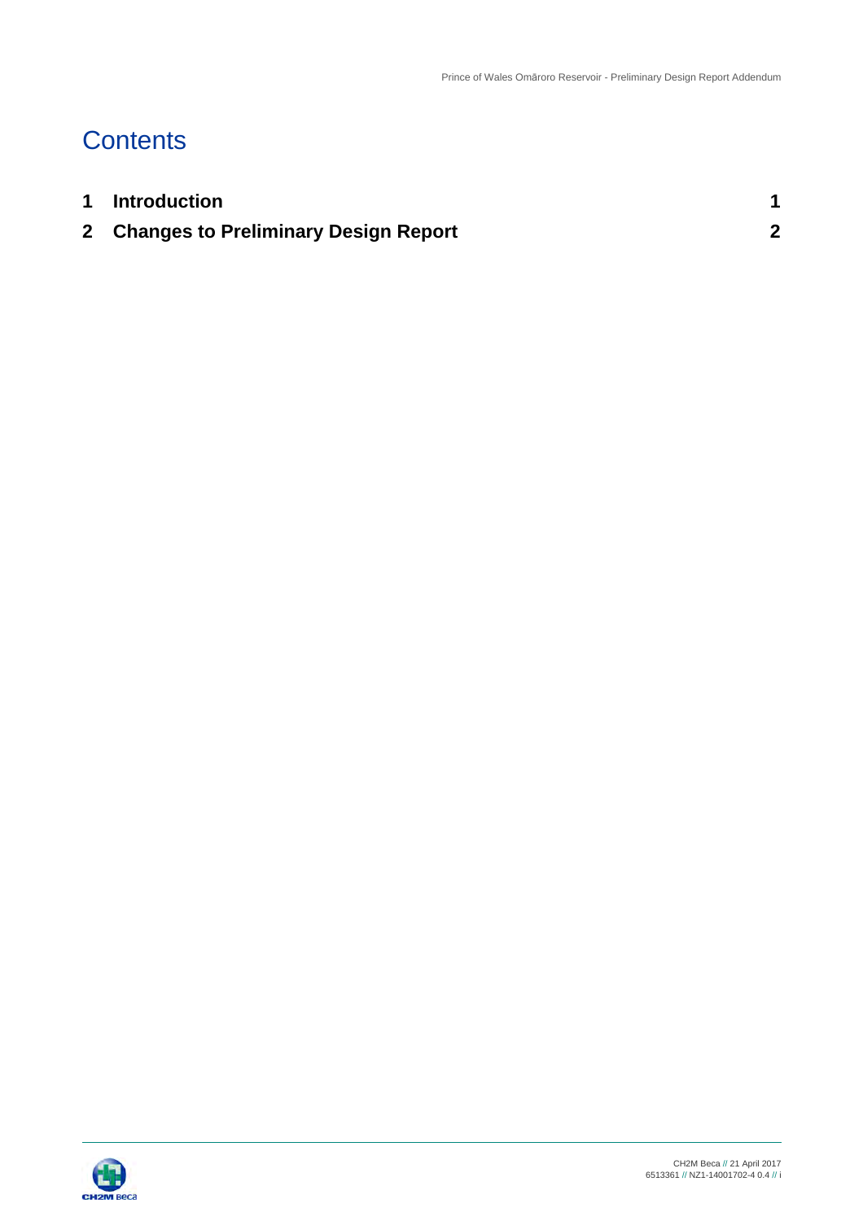# Contents

| | | |
|---|---|---|
| **1** | **Introduction** | **1** |
| **2** | **Changes to Preliminary Design Report** | **2** |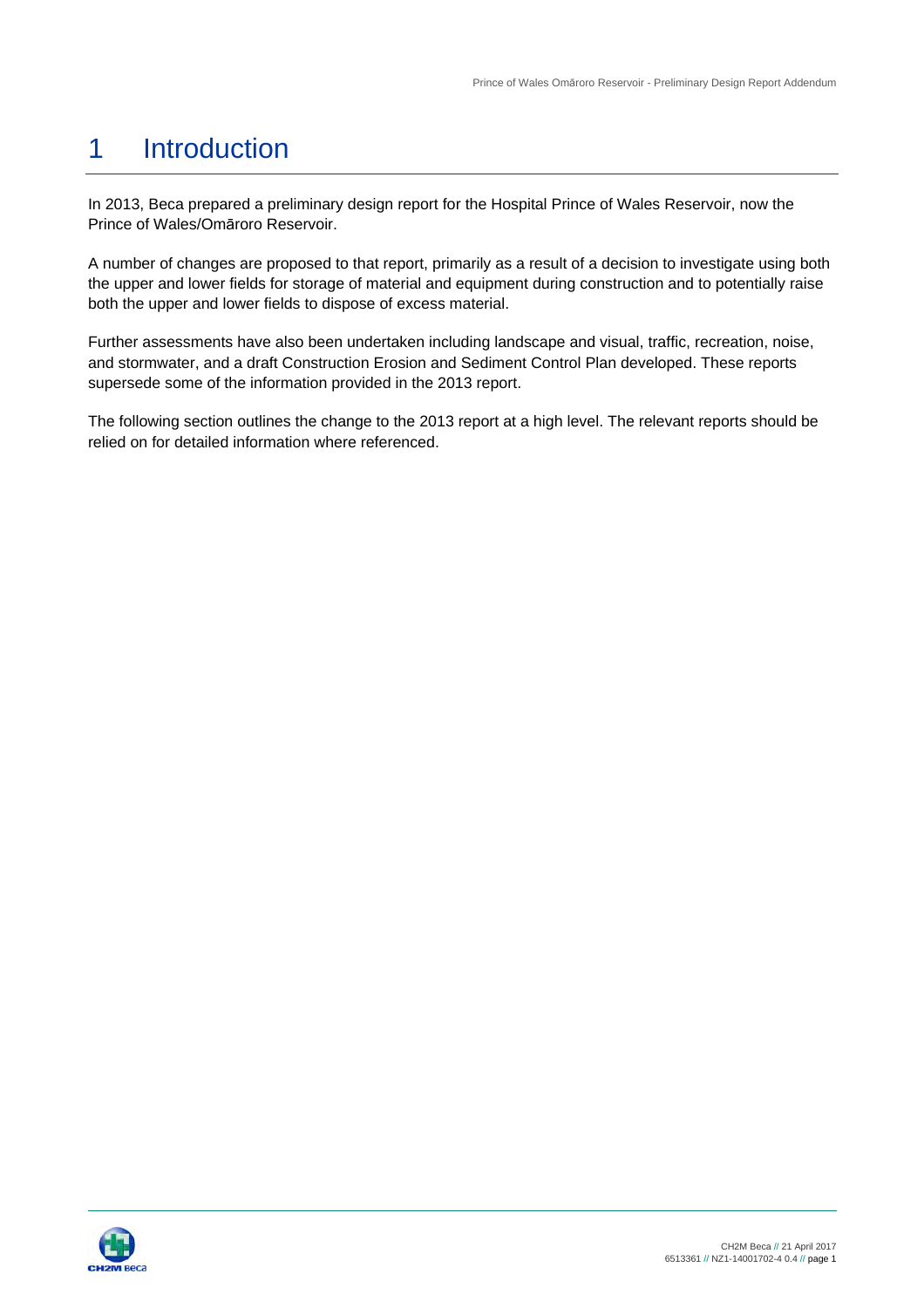# 1 Introduction

In 2013, Beca prepared a preliminary design report for the Hospital Prince of Wales Reservoir, now the Prince of Wales/Omāroro Reservoir.

A number of changes are proposed to that report, primarily as a result of a decision to investigate using both the upper and lower fields for storage of material and equipment during construction and to potentially raise both the upper and lower fields to dispose of excess material.

Further assessments have also been undertaken including landscape and visual, traffic, recreation, noise, and stormwater, and a draft Construction Erosion and Sediment Control Plan developed. These reports supersede some of the information provided in the 2013 report.

The following section outlines the change to the 2013 report at a high level. The relevant reports should be relied on for detailed information where referenced.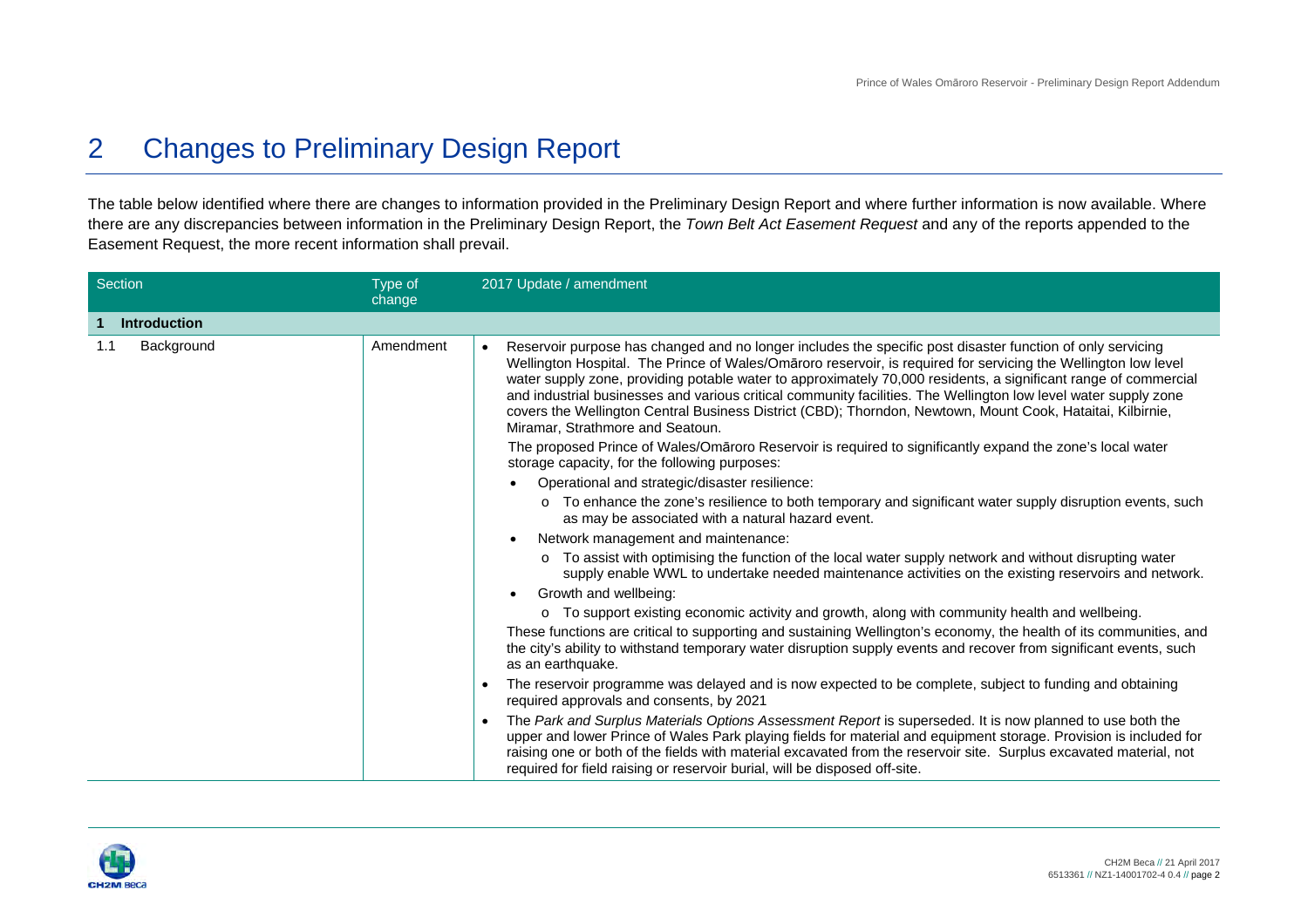# 2 Changes to Preliminary Design Report

The table below identified where there are changes to information provided in the Preliminary Design Report and where further information is now available. Where there are any discrepancies between information in the Preliminary Design Report, the *Town Belt Act Easement Request* and any of the reports appended to the Easement Request, the more recent information shall prevail.

| Section | Type of change | 2017 Update / amendment |
|---|---|---|
| **1 Introduction** | | |
| 1.1 Background | Amendment | • Reservoir purpose has changed and no longer includes the specific post disaster function of only servicing Wellington Hospital. The Prince of Wales/Omāroro reservoir, is required for servicing the Wellington low level water supply zone, providing potable water to approximately 70,000 residents, a significant range of commercial and industrial businesses and various critical community facilities. The Wellington low level water supply zone covers the Wellington Central Business District (CBD); Thorndon, Newtown, Mount Cook, Hataitai, Kilbirnie, Miramar, Strathmore and Seatoun.<br>The proposed Prince of Wales/Omāroro Reservoir is required to significantly expand the zone's local water storage capacity, for the following purposes:<br>• Operational and strategic/disaster resilience:<br>o To enhance the zone's resilience to both temporary and significant water supply disruption events, such as may be associated with a natural hazard event.<br>• Network management and maintenance:<br>o To assist with optimising the function of the local water supply network and without disrupting water supply enable WWL to undertake needed maintenance activities on the existing reservoirs and network.<br>• Growth and wellbeing:<br>o To support existing economic activity and growth, along with community health and wellbeing.<br>These functions are critical to supporting and sustaining Wellington's economy, the health of its communities, and the city's ability to withstand temporary water disruption supply events and recover from significant events, such as an earthquake.<br>• The reservoir programme was delayed and is now expected to be complete, subject to funding and obtaining required approvals and consents, by 2021<br>• The *Park and Surplus Materials Options Assessment Report* is superseded. It is now planned to use both the upper and lower Prince of Wales Park playing fields for material and equipment storage. Provision is included for raising one or both of the fields with material excavated from the reservoir site. Surplus excavated material, not required for field raising or reservoir burial, will be disposed off-site. |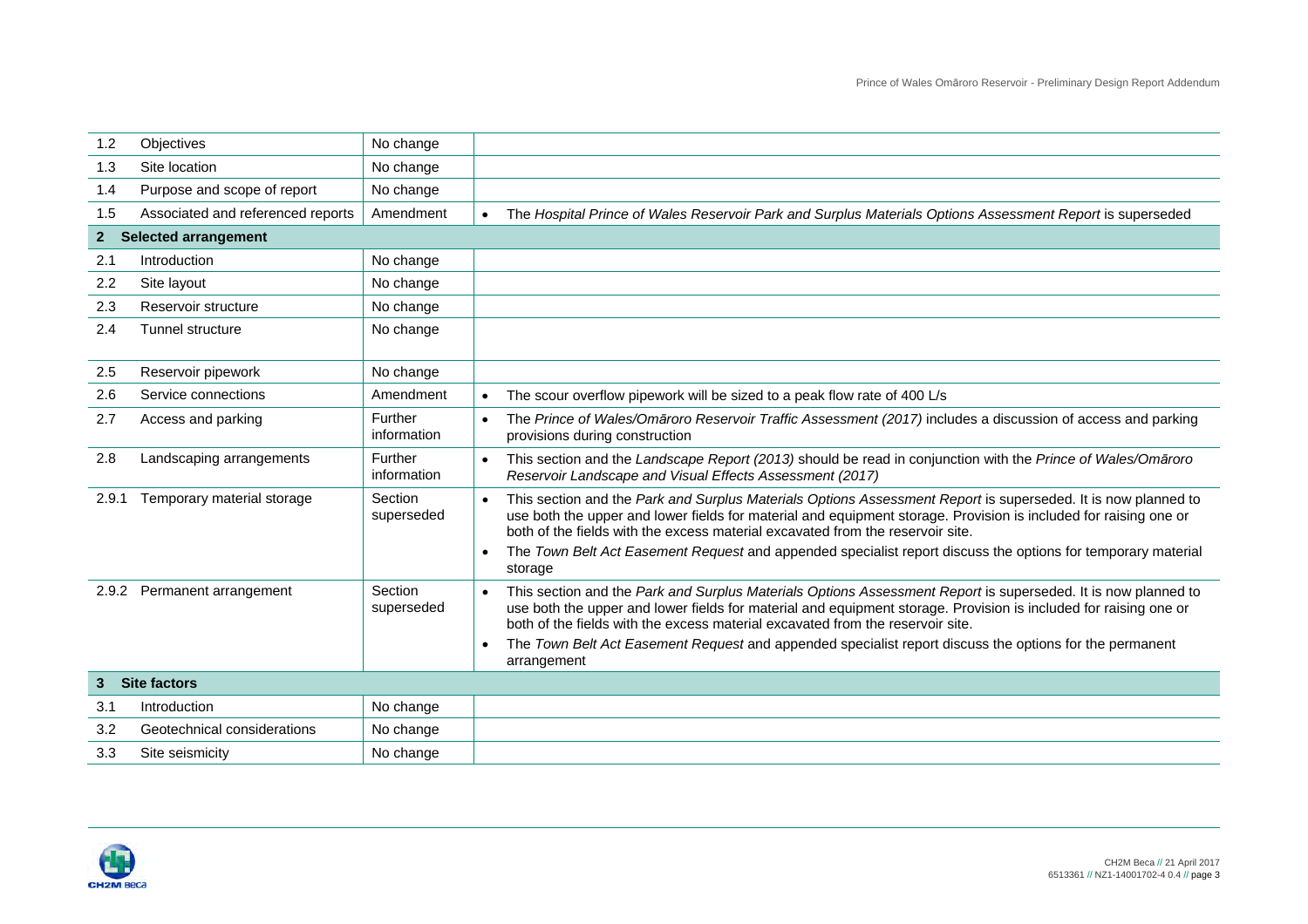| | | | |
|---|---|---|---|
| 1.2 | Objectives | No change | |
| 1.3 | Site location | No change | |
| 1.4 | Purpose and scope of report | No change | |
| 1.5 | Associated and referenced reports | Amendment | • The *Hospital Prince of Wales Reservoir Park and Surplus Materials Options Assessment Report* is superseded |
| **2** | **Selected arrangement** | | |
| 2.1 | Introduction | No change | |
| 2.2 | Site layout | No change | |
| 2.3 | Reservoir structure | No change | |
| 2.4 | Tunnel structure | No change | |
| 2.5 | Reservoir pipework | No change | |
| 2.6 | Service connections | Amendment | • The scour overflow pipework will be sized to a peak flow rate of 400 L/s |
| 2.7 | Access and parking | Further information | • The *Prince of Wales/Omāroro Reservoir Traffic Assessment (2017)* includes a discussion of access and parking provisions during construction |
| 2.8 | Landscaping arrangements | Further information | • This section and the *Landscape Report (2013)* should be read in conjunction with the *Prince of Wales/Omāroro Reservoir Landscape and Visual Effects Assessment (2017)* |
| 2.9.1 | Temporary material storage | Section superseded | • This section and the *Park and Surplus Materials Options Assessment Report* is superseded. It is now planned to use both the upper and lower fields for material and equipment storage. Provision is included for raising one or both of the fields with the excess material excavated from the reservoir site.<br>• The *Town Belt Act Easement Request* and appended specialist report discuss the options for temporary material storage |
| 2.9.2 | Permanent arrangement | Section superseded | • This section and the *Park and Surplus Materials Options Assessment Report* is superseded. It is now planned to use both the upper and lower fields for material and equipment storage. Provision is included for raising one or both of the fields with the excess material excavated from the reservoir site.<br>• The *Town Belt Act Easement Request* and appended specialist report discuss the options for the permanent arrangement |
| **3** | **Site factors** | | |
| 3.1 | Introduction | No change | |
| 3.2 | Geotechnical considerations | No change | |
| 3.3 | Site seismicity | No change | |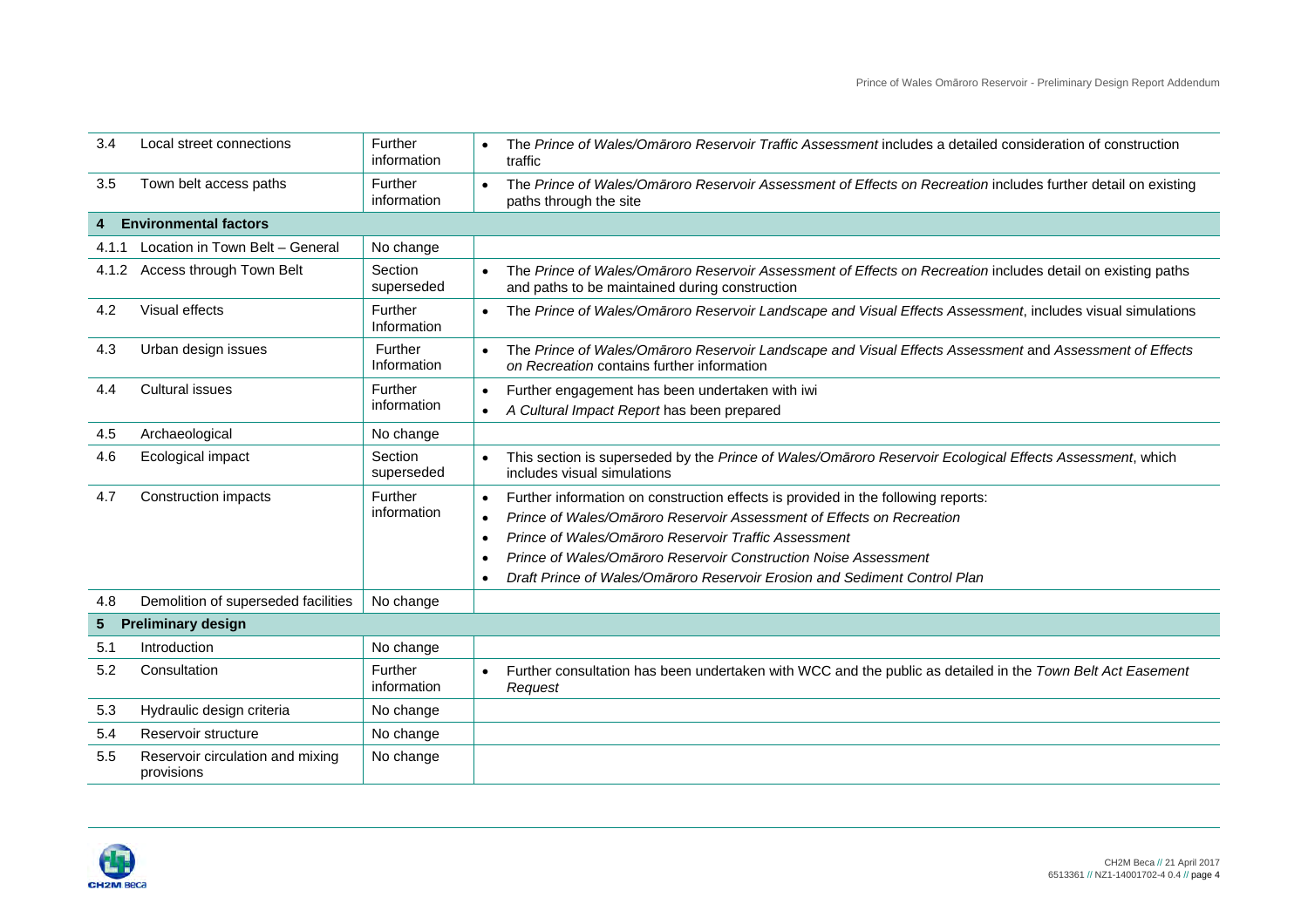| | | | |
|---|---|---|---|
| 3.4 | Local street connections | Further information | • The *Prince of Wales/Omāroro Reservoir Traffic Assessment* includes a detailed consideration of construction traffic |
| 3.5 | Town belt access paths | Further information | • The *Prince of Wales/Omāroro Reservoir Assessment of Effects on Recreation* includes further detail on existing paths through the site |
| **4** | **Environmental factors** | | |
| 4.1.1 | Location in Town Belt – General | No change | |
| 4.1.2 | Access through Town Belt | Section superseded | • The *Prince of Wales/Omāroro Reservoir Assessment of Effects on Recreation* includes detail on existing paths and paths to be maintained during construction |
| 4.2 | Visual effects | Further Information | • The *Prince of Wales/Omāroro Reservoir Landscape and Visual Effects Assessment*, includes visual simulations |
| 4.3 | Urban design issues | Further Information | • The *Prince of Wales/Omāroro Reservoir Landscape and Visual Effects Assessment* and *Assessment of Effects on Recreation* contains further information |
| 4.4 | Cultural issues | Further information | • Further engagement has been undertaken with iwi<br>• *A Cultural Impact Report* has been prepared |
| 4.5 | Archaeological | No change | |
| 4.6 | Ecological impact | Section superseded | • This section is superseded by the *Prince of Wales/Omāroro Reservoir Ecological Effects Assessment*, which includes visual simulations |
| 4.7 | Construction impacts | Further information | • Further information on construction effects is provided in the following reports:<br>• *Prince of Wales/Omāroro Reservoir Assessment of Effects on Recreation*<br>• *Prince of Wales/Omāroro Reservoir Traffic Assessment*<br>• *Prince of Wales/Omāroro Reservoir Construction Noise Assessment*<br>• *Draft Prince of Wales/Omāroro Reservoir Erosion and Sediment Control Plan* |
| 4.8 | Demolition of superseded facilities | No change | |
| **5** | **Preliminary design** | | |
| 5.1 | Introduction | No change | |
| 5.2 | Consultation | Further information | • Further consultation has been undertaken with WCC and the public as detailed in the *Town Belt Act Easement Request* |
| 5.3 | Hydraulic design criteria | No change | |
| 5.4 | Reservoir structure | No change | |
| 5.5 | Reservoir circulation and mixing provisions | No change | |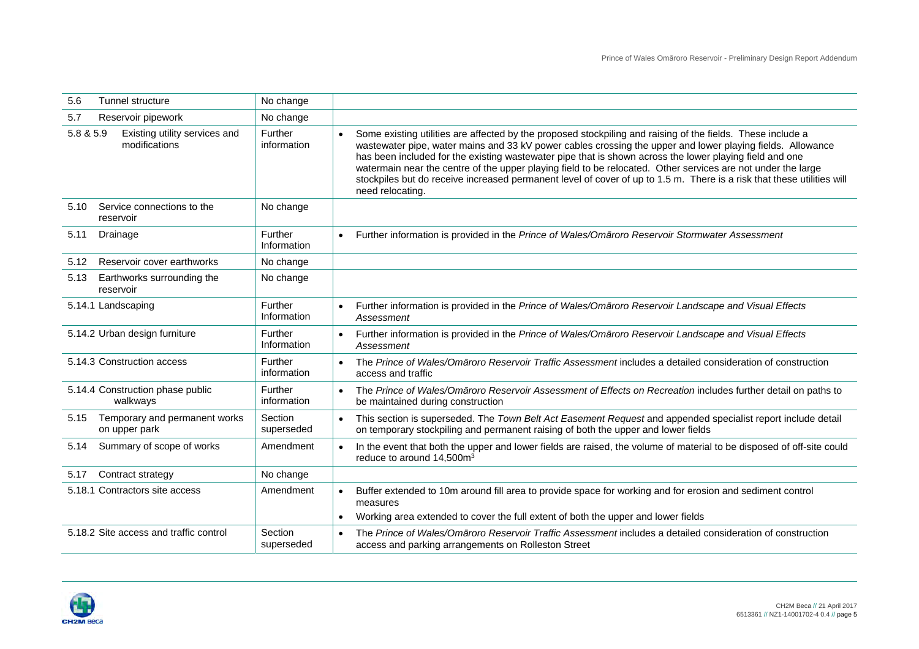| | | |
|---|---|---|
| 5.6 Tunnel structure | No change | |
| 5.7 Reservoir pipework | No change | |
| 5.8 & 5.9 Existing utility services and modifications | Further information | • Some existing utilities are affected by the proposed stockpiling and raising of the fields. These include a wastewater pipe, water mains and 33 kV power cables crossing the upper and lower playing fields. Allowance has been included for the existing wastewater pipe that is shown across the lower playing field and one watermain near the centre of the upper playing field to be relocated. Other services are not under the large stockpiles but do receive increased permanent level of cover of up to 1.5 m. There is a risk that these utilities will need relocating. |
| 5.10 Service connections to the reservoir | No change | |
| 5.11 Drainage | Further Information | • Further information is provided in the *Prince of Wales/Omāroro Reservoir Stormwater Assessment* |
| 5.12 Reservoir cover earthworks | No change | |
| 5.13 Earthworks surrounding the reservoir | No change | |
| 5.14.1 Landscaping | Further Information | • Further information is provided in the *Prince of Wales/Omāroro Reservoir Landscape and Visual Effects Assessment* |
| 5.14.2 Urban design furniture | Further Information | • Further information is provided in the *Prince of Wales/Omāroro Reservoir Landscape and Visual Effects Assessment* |
| 5.14.3 Construction access | Further information | • The *Prince of Wales/Omāroro Reservoir Traffic Assessment* includes a detailed consideration of construction access and traffic |
| 5.14.4 Construction phase public walkways | Further information | • The *Prince of Wales/Omāroro Reservoir Assessment of Effects on Recreation* includes further detail on paths to be maintained during construction |
| 5.15 Temporary and permanent works on upper park | Section superseded | • This section is superseded. The *Town Belt Act Easement Request* and appended specialist report include detail on temporary stockpiling and permanent raising of both the upper and lower fields |
| 5.14 Summary of scope of works | Amendment | • In the event that both the upper and lower fields are raised, the volume of material to be disposed of off-site could reduce to around 14,500m$^3$ |
| 5.17 Contract strategy | No change | |
| 5.18.1 Contractors site access | Amendment | • Buffer extended to 10m around fill area to provide space for working and for erosion and sediment control measures<br>• Working area extended to cover the full extent of both the upper and lower fields |
| 5.18.2 Site access and traffic control | Section superseded | • The *Prince of Wales/Omāroro Reservoir Traffic Assessment* includes a detailed consideration of construction access and parking arrangements on Rolleston Street |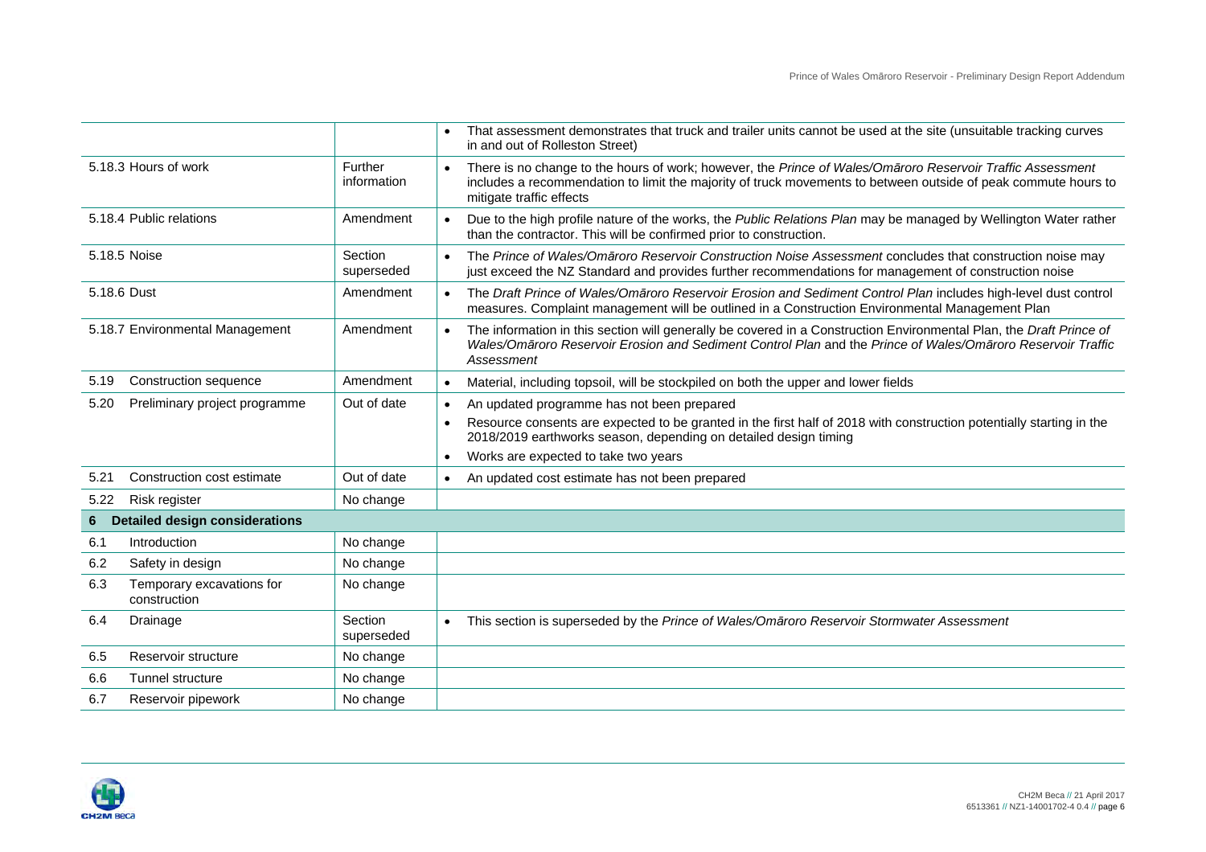| | | |
|---|---|---|
| | | • That assessment demonstrates that truck and trailer units cannot be used at the site (unsuitable tracking curves in and out of Rolleston Street) |
| 5.18.3 Hours of work | Further information | • There is no change to the hours of work; however, the *Prince of Wales/Omāroro Reservoir Traffic Assessment* includes a recommendation to limit the majority of truck movements to between outside of peak commute hours to mitigate traffic effects |
| 5.18.4 Public relations | Amendment | • Due to the high profile nature of the works, the *Public Relations Plan* may be managed by Wellington Water rather than the contractor. This will be confirmed prior to construction. |
| 5.18.5 Noise | Section superseded | • The *Prince of Wales/Omāroro Reservoir Construction Noise Assessment* concludes that construction noise may just exceed the NZ Standard and provides further recommendations for management of construction noise |
| 5.18.6 Dust | Amendment | • The *Draft Prince of Wales/Omāroro Reservoir Erosion and Sediment Control Plan* includes high-level dust control measures. Complaint management will be outlined in a Construction Environmental Management Plan |
| 5.18.7 Environmental Management | Amendment | • The information in this section will generally be covered in a Construction Environmental Plan, the *Draft Prince of Wales/Omāroro Reservoir Erosion and Sediment Control Plan* and the *Prince of Wales/Omāroro Reservoir Traffic Assessment* |
| 5.19 Construction sequence | Amendment | • Material, including topsoil, will be stockpiled on both the upper and lower fields |
| 5.20 Preliminary project programme | Out of date | • An updated programme has not been prepared<br>• Resource consents are expected to be granted in the first half of 2018 with construction potentially starting in the 2018/2019 earthworks season, depending on detailed design timing<br>• Works are expected to take two years |
| 5.21 Construction cost estimate | Out of date | • An updated cost estimate has not been prepared |
| 5.22 Risk register | No change | |
| **6 Detailed design considerations** | | |
| 6.1 Introduction | No change | |
| 6.2 Safety in design | No change | |
| 6.3 Temporary excavations for construction | No change | |
| 6.4 Drainage | Section superseded | • This section is superseded by the *Prince of Wales/Omāroro Reservoir Stormwater Assessment* |
| 6.5 Reservoir structure | No change | |
| 6.6 Tunnel structure | No change | |
| 6.7 Reservoir pipework | No change | |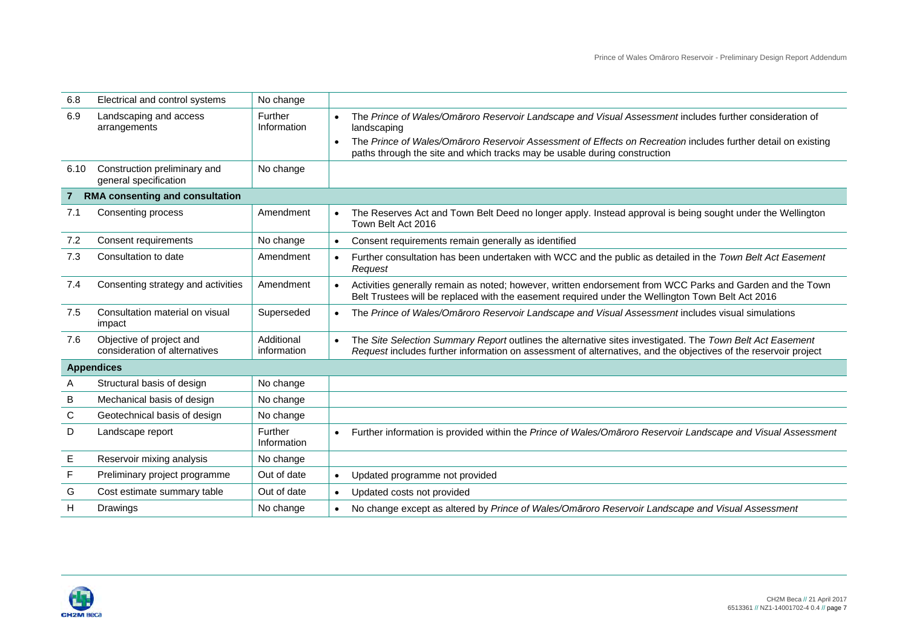| | | | |
|---|---|---|---|
| 6.8 | Electrical and control systems | No change | |
| 6.9 | Landscaping and access arrangements | Further Information | • The *Prince of Wales/Omāroro Reservoir Landscape and Visual Assessment* includes further consideration of landscaping<br>• The *Prince of Wales/Omāroro Reservoir Assessment of Effects on Recreation* includes further detail on existing paths through the site and which tracks may be usable during construction |
| 6.10 | Construction preliminary and general specification | No change | |
| **7** | **RMA consenting and consultation** | | |
| 7.1 | Consenting process | Amendment | • The Reserves Act and Town Belt Deed no longer apply. Instead approval is being sought under the Wellington Town Belt Act 2016 |
| 7.2 | Consent requirements | No change | • Consent requirements remain generally as identified |
| 7.3 | Consultation to date | Amendment | • Further consultation has been undertaken with WCC and the public as detailed in the *Town Belt Act Easement Request* |
| 7.4 | Consenting strategy and activities | Amendment | • Activities generally remain as noted; however, written endorsement from WCC Parks and Garden and the Town Belt Trustees will be replaced with the easement required under the Wellington Town Belt Act 2016 |
| 7.5 | Consultation material on visual impact | Superseded | • The *Prince of Wales/Omāroro Reservoir Landscape and Visual Assessment* includes visual simulations |
| 7.6 | Objective of project and consideration of alternatives | Additional information | • The *Site Selection Summary Report* outlines the alternative sites investigated. The *Town Belt Act Easement Request* includes further information on assessment of alternatives, and the objectives of the reservoir project |
| **Appendices** | | | |
| A | Structural basis of design | No change | |
| B | Mechanical basis of design | No change | |
| C | Geotechnical basis of design | No change | |
| D | Landscape report | Further Information | • Further information is provided within the *Prince of Wales/Omāroro Reservoir Landscape and Visual Assessment* |
| E | Reservoir mixing analysis | No change | |
| F | Preliminary project programme | Out of date | • Updated programme not provided |
| G | Cost estimate summary table | Out of date | • Updated costs not provided |
| H | Drawings | No change | • No change except as altered by *Prince of Wales/Omāroro Reservoir Landscape and Visual Assessment* |